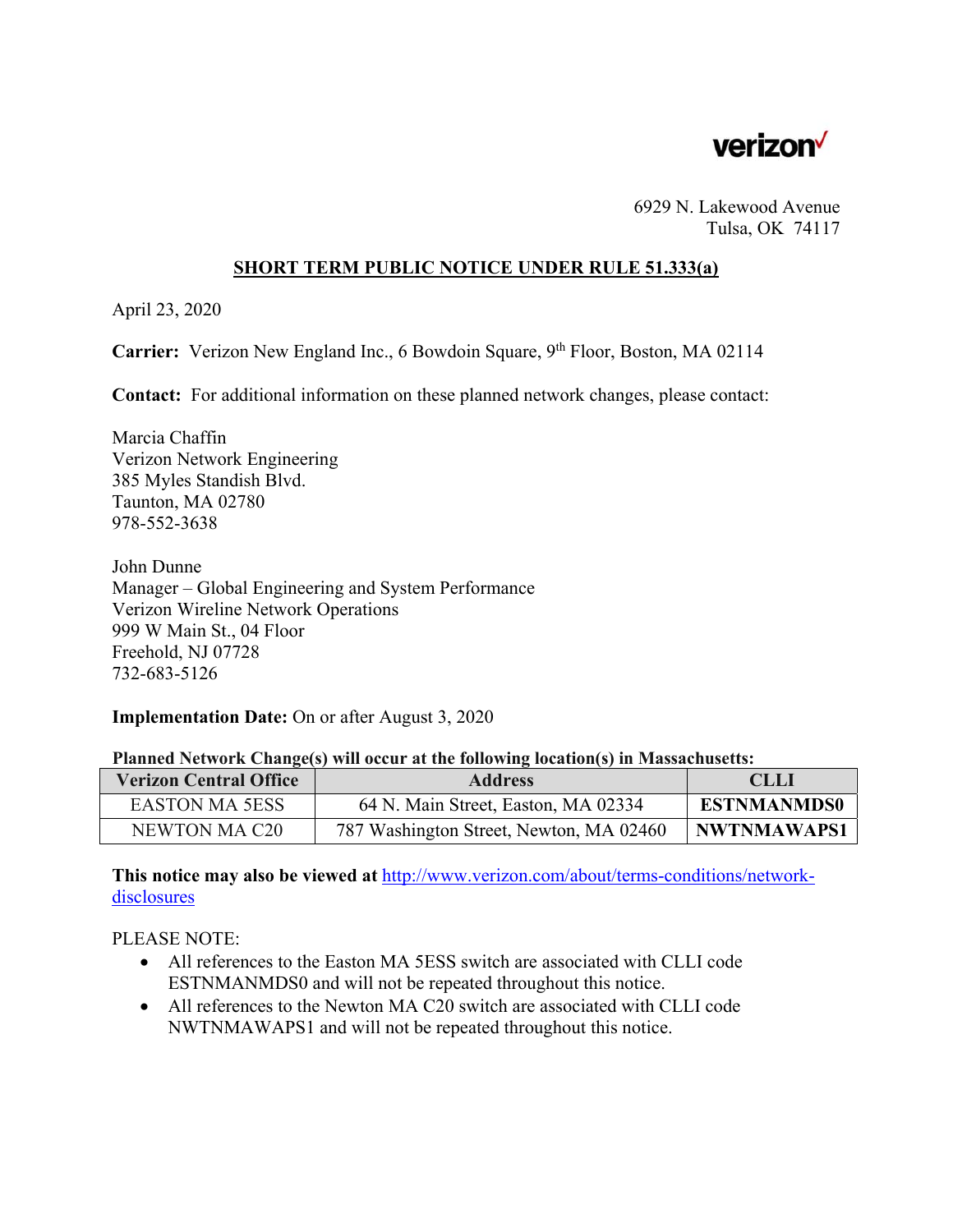verizon

6929 N. Lakewood Avenue
Tulsa, OK 74117

## SHORT TERM PUBLIC NOTICE UNDER RULE 51.333(a)

April 23, 2020

**Carrier:** Verizon New England Inc., 6 Bowdoin Square, 9th Floor, Boston, MA 02114

**Contact:** For additional information on these planned network changes, please contact:

Marcia Chaffin
Verizon Network Engineering
385 Myles Standish Blvd.
Taunton, MA 02780
978-552-3638

John Dunne
Manager – Global Engineering and System Performance
Verizon Wireline Network Operations
999 W Main St., 04 Floor
Freehold, NJ 07728
732-683-5126

**Implementation Date:** On or after August 3, 2020

**Planned Network Change(s) will occur at the following location(s) in Massachusetts:**

| Verizon Central Office | Address | CLLI |
|---|---|---|
| EASTON MA 5ESS | 64 N. Main Street, Easton, MA 02334 | **ESTNMANMDS0** |
| NEWTON MA C20 | 787 Washington Street, Newton, MA 02460 | **NWTNMAWAPS1** |

**This notice may also be viewed at** http://www.verizon.com/about/terms-conditions/network-disclosures

PLEASE NOTE:

- All references to the Easton MA 5ESS switch are associated with CLLI code ESTNMANMDS0 and will not be repeated throughout this notice.
- All references to the Newton MA C20 switch are associated with CLLI code NWTNMAWAPS1 and will not be repeated throughout this notice.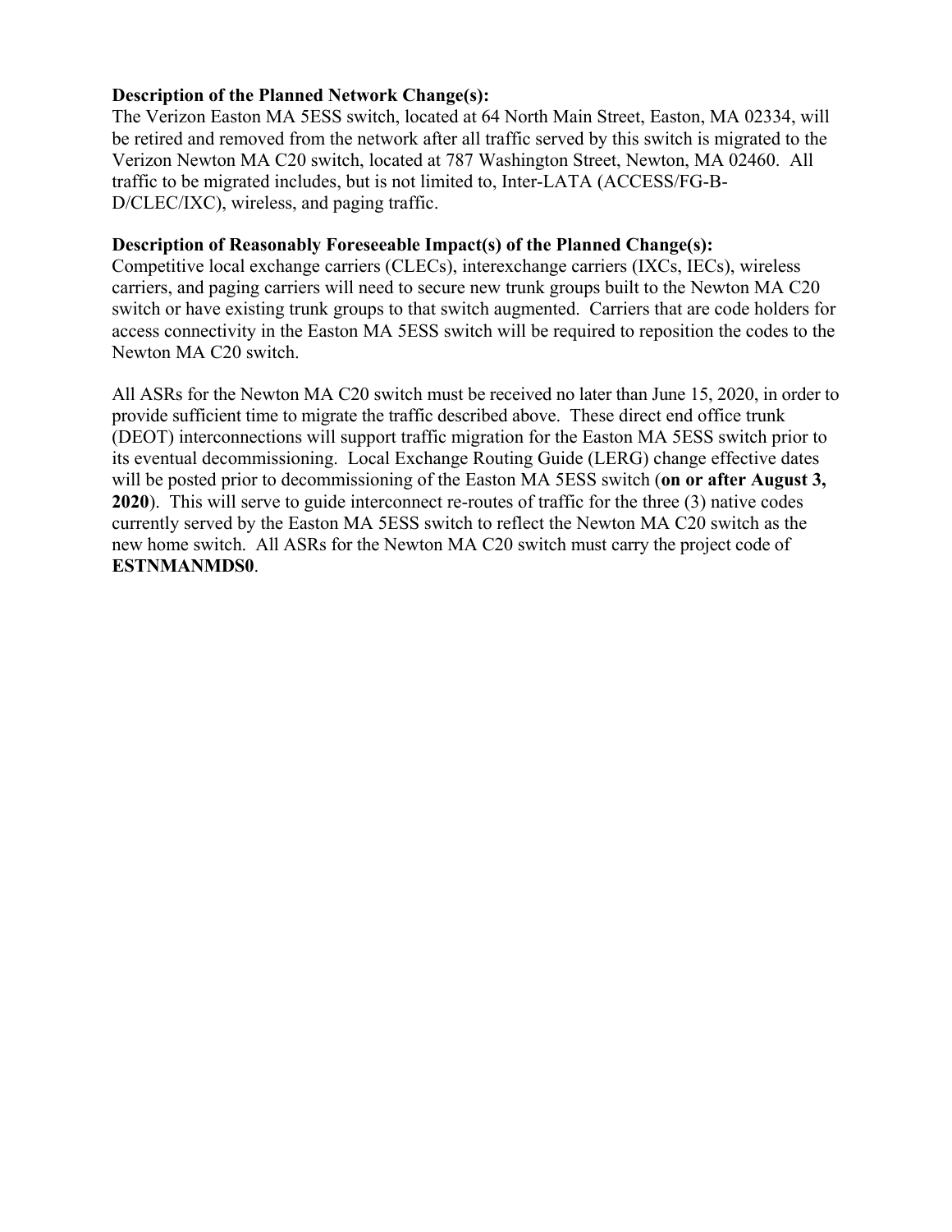**Description of the Planned Network Change(s):**

The Verizon Easton MA 5ESS switch, located at 64 North Main Street, Easton, MA 02334, will be retired and removed from the network after all traffic served by this switch is migrated to the Verizon Newton MA C20 switch, located at 787 Washington Street, Newton, MA 02460. All traffic to be migrated includes, but is not limited to, Inter-LATA (ACCESS/FG-B-D/CLEC/IXC), wireless, and paging traffic.

**Description of Reasonably Foreseeable Impact(s) of the Planned Change(s):**

Competitive local exchange carriers (CLECs), interexchange carriers (IXCs, IECs), wireless carriers, and paging carriers will need to secure new trunk groups built to the Newton MA C20 switch or have existing trunk groups to that switch augmented. Carriers that are code holders for access connectivity in the Easton MA 5ESS switch will be required to reposition the codes to the Newton MA C20 switch.

All ASRs for the Newton MA C20 switch must be received no later than June 15, 2020, in order to provide sufficient time to migrate the traffic described above. These direct end office trunk (DEOT) interconnections will support traffic migration for the Easton MA 5ESS switch prior to its eventual decommissioning. Local Exchange Routing Guide (LERG) change effective dates will be posted prior to decommissioning of the Easton MA 5ESS switch (**on or after August 3, 2020**). This will serve to guide interconnect re-routes of traffic for the three (3) native codes currently served by the Easton MA 5ESS switch to reflect the Newton MA C20 switch as the new home switch. All ASRs for the Newton MA C20 switch must carry the project code of **ESTNMANMDS0**.